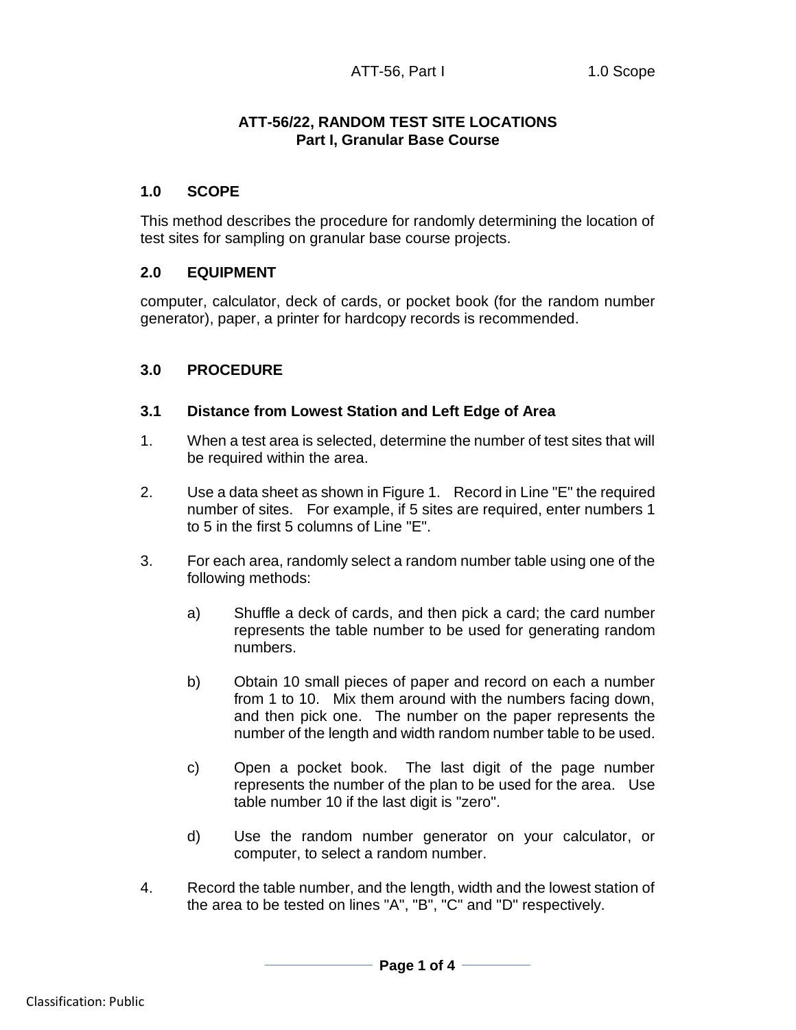# ATT-56/22, RANDOM TEST SITE LOCATIONS
## Part I, Granular Base Course

### 1.0 SCOPE

This method describes the procedure for randomly determining the location of test sites for sampling on granular base course projects.

### 2.0 EQUIPMENT

computer, calculator, deck of cards, or pocket book (for the random number generator), paper, a printer for hardcopy records is recommended.

### 3.0 PROCEDURE

#### 3.1 Distance from Lowest Station and Left Edge of Area

1. When a test area is selected, determine the number of test sites that will be required within the area.
2. Use a data sheet as shown in Figure 1. Record in Line "E" the required number of sites. For example, if 5 sites are required, enter numbers 1 to 5 in the first 5 columns of Line "E".
3. For each area, randomly select a random number table using one of the following methods:
   a) Shuffle a deck of cards, and then pick a card; the card number represents the table number to be used for generating random numbers.
   b) Obtain 10 small pieces of paper and record on each a number from 1 to 10. Mix them around with the numbers facing down, and then pick one. The number on the paper represents the number of the length and width random number table to be used.
   c) Open a pocket book. The last digit of the page number represents the number of the plan to be used for the area. Use table number 10 if the last digit is "zero".
   d) Use the random number generator on your calculator, or computer, to select a random number.
4. Record the table number, and the length, width and the lowest station of the area to be tested on lines "A", "B", "C" and "D" respectively.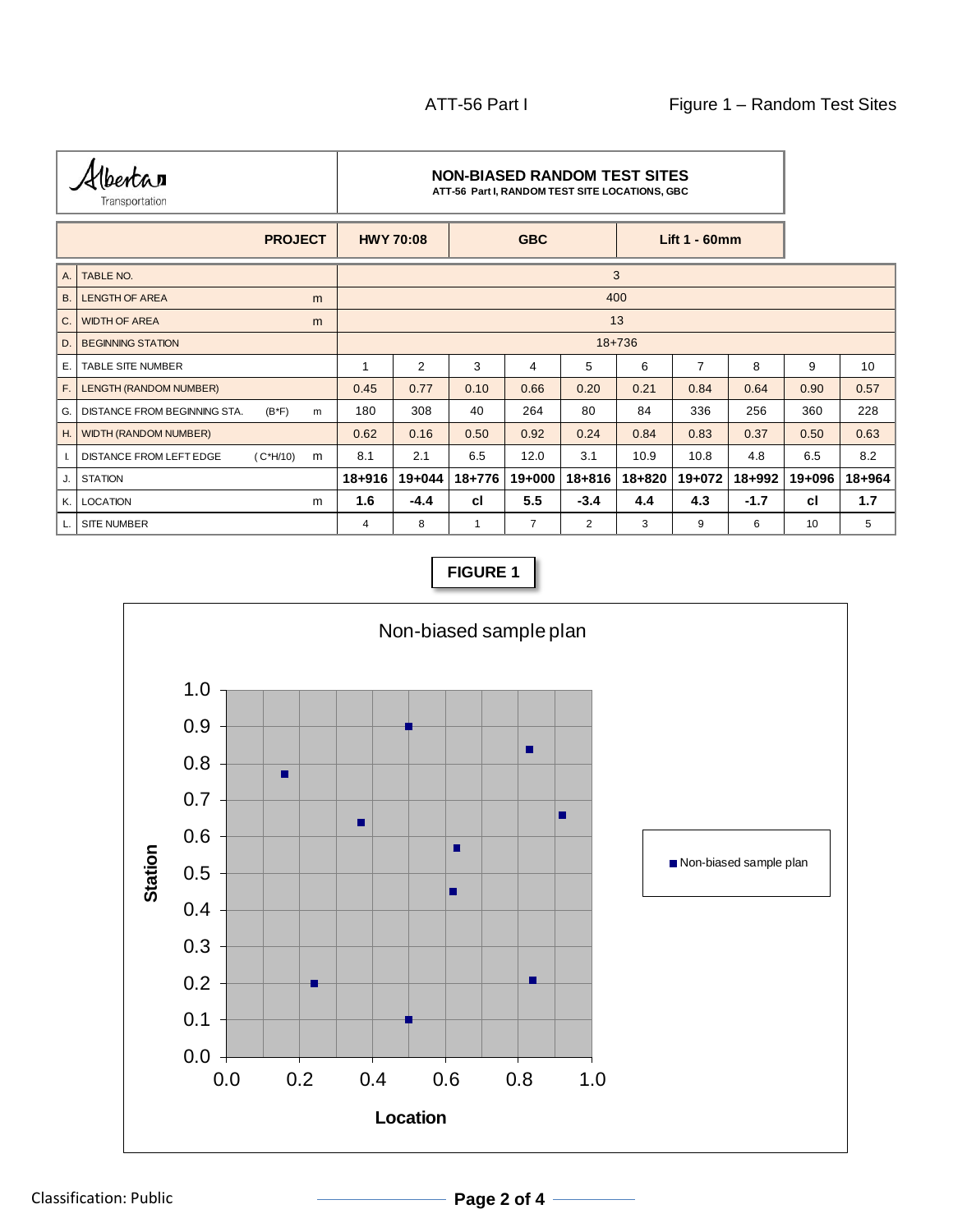ATT-56 Part I | Figure 1 – Random Test Sites

Alberta Transportation

## NON-BIASED RANDOM TEST SITES

**ATT-56 Part I, RANDOM TEST SITE LOCATIONS, GBC**

| **PROJECT** | **HWY 70:08** | **GBC** | **Lift 1 - 60mm** |
|---|---|---|---|

| | | | | | | | | | | | |
|---|---|---|---|---|---|---|---|---|---|---|---|
| A. | TABLE NO. | 3 | | | | | | | | | |
| B. | LENGTH OF AREA m | 400 | | | | | | | | | |
| C. | WIDTH OF AREA m | 13 | | | | | | | | | |
| D. | BEGINNING STATION | 18+736 | | | | | | | | | |
| E. | TABLE SITE NUMBER | 1 | 2 | 3 | 4 | 5 | 6 | 7 | 8 | 9 | 10 |
| F. | LENGTH (RANDOM NUMBER) | 0.45 | 0.77 | 0.10 | 0.66 | 0.20 | 0.21 | 0.84 | 0.64 | 0.90 | 0.57 |
| G. | DISTANCE FROM BEGINNING STA. (B*F) m | 180 | 308 | 40 | 264 | 80 | 84 | 336 | 256 | 360 | 228 |
| H. | WIDTH (RANDOM NUMBER) | 0.62 | 0.16 | 0.50 | 0.92 | 0.24 | 0.84 | 0.83 | 0.37 | 0.50 | 0.63 |
| I. | DISTANCE FROM LEFT EDGE (C*H/10) m | 8.1 | 2.1 | 6.5 | 12.0 | 3.1 | 10.9 | 10.8 | 4.8 | 6.5 | 8.2 |
| J. | STATION | **18+916** | **19+044** | **18+776** | **19+000** | **18+816** | **18+820** | **19+072** | **18+992** | **19+096** | **18+964** |
| K. | LOCATION m | **1.6** | **-4.4** | **cl** | **5.5** | **-3.4** | **4.4** | **4.3** | **-1.7** | **cl** | **1.7** |
| L. | SITE NUMBER | 4 | 8 | 1 | 7 | 2 | 3 | 9 | 6 | 10 | 5 |

**FIGURE 1**

Non-biased sample plan

| Location | Station |
|---|---|
| 0.62 | 0.45 |
| 0.16 | 0.77 |
| 0.50 | 0.10 |
| 0.92 | 0.66 |
| 0.24 | 0.20 |
| 0.84 | 0.21 |
| 0.83 | 0.84 |
| 0.37 | 0.64 |
| 0.50 | 0.90 |
| 0.63 | 0.57 |

■ Non-biased sample plan

Classification: Public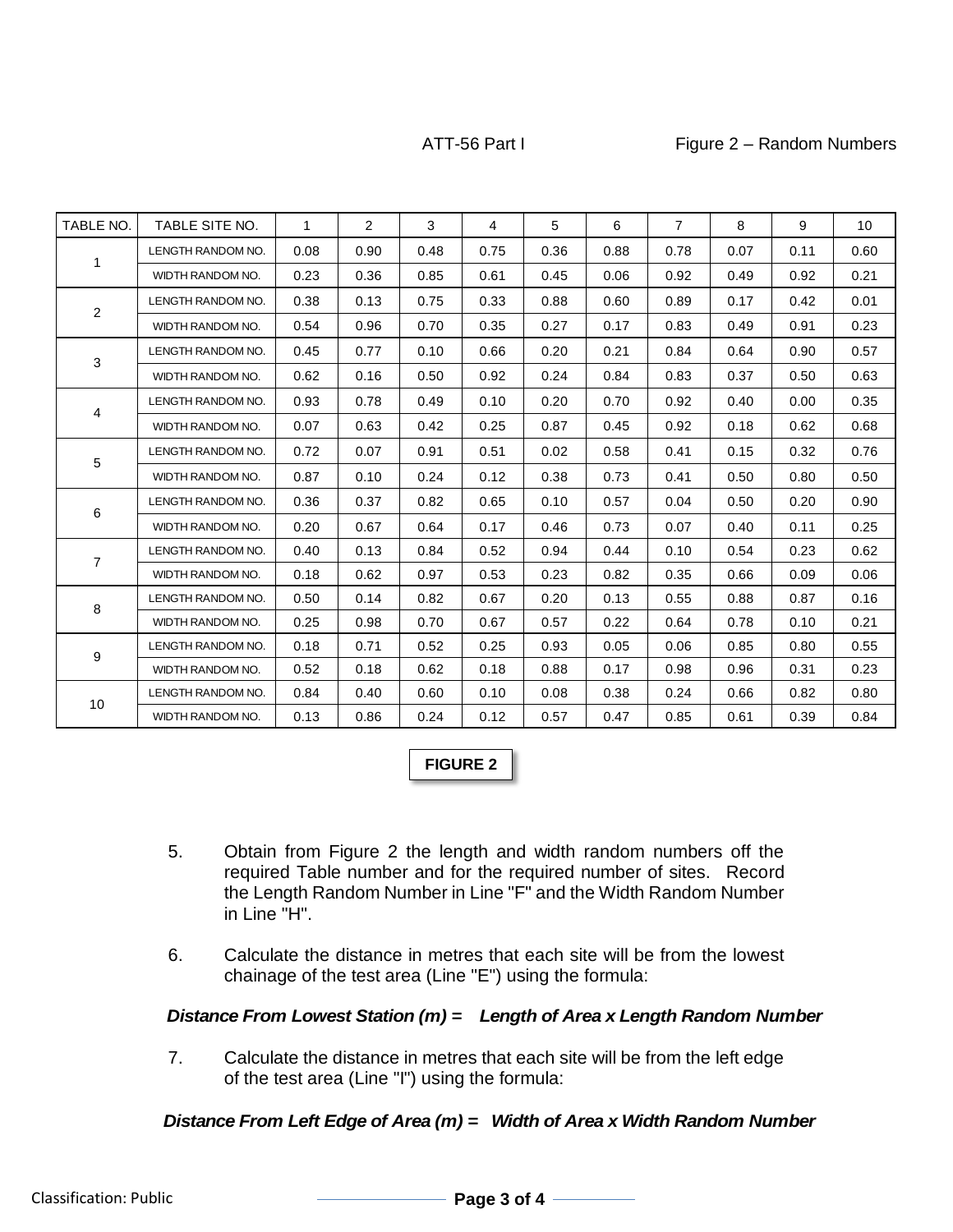ATT-56 Part I　　　Figure 2 – Random Numbers

| TABLE NO. | TABLE SITE NO. | 1 | 2 | 3 | 4 | 5 | 6 | 7 | 8 | 9 | 10 |
|---|---|---|---|---|---|---|---|---|---|---|---|
| 1 | LENGTH RANDOM NO. | 0.08 | 0.90 | 0.48 | 0.75 | 0.36 | 0.88 | 0.78 | 0.07 | 0.11 | 0.60 |
| | WIDTH RANDOM NO. | 0.23 | 0.36 | 0.85 | 0.61 | 0.45 | 0.06 | 0.92 | 0.49 | 0.92 | 0.21 |
| 2 | LENGTH RANDOM NO. | 0.38 | 0.13 | 0.75 | 0.33 | 0.88 | 0.60 | 0.89 | 0.17 | 0.42 | 0.01 |
| | WIDTH RANDOM NO. | 0.54 | 0.96 | 0.70 | 0.35 | 0.27 | 0.17 | 0.83 | 0.49 | 0.91 | 0.23 |
| 3 | LENGTH RANDOM NO. | 0.45 | 0.77 | 0.10 | 0.66 | 0.20 | 0.21 | 0.84 | 0.64 | 0.90 | 0.57 |
| | WIDTH RANDOM NO. | 0.62 | 0.16 | 0.50 | 0.92 | 0.24 | 0.84 | 0.83 | 0.37 | 0.50 | 0.63 |
| 4 | LENGTH RANDOM NO. | 0.93 | 0.78 | 0.49 | 0.10 | 0.20 | 0.70 | 0.92 | 0.40 | 0.00 | 0.35 |
| | WIDTH RANDOM NO. | 0.07 | 0.63 | 0.42 | 0.25 | 0.87 | 0.45 | 0.92 | 0.18 | 0.62 | 0.68 |
| 5 | LENGTH RANDOM NO. | 0.72 | 0.07 | 0.91 | 0.51 | 0.02 | 0.58 | 0.41 | 0.15 | 0.32 | 0.76 |
| | WIDTH RANDOM NO. | 0.87 | 0.10 | 0.24 | 0.12 | 0.38 | 0.73 | 0.41 | 0.50 | 0.80 | 0.50 |
| 6 | LENGTH RANDOM NO. | 0.36 | 0.37 | 0.82 | 0.65 | 0.10 | 0.57 | 0.04 | 0.50 | 0.20 | 0.90 |
| | WIDTH RANDOM NO. | 0.20 | 0.67 | 0.64 | 0.17 | 0.46 | 0.73 | 0.07 | 0.40 | 0.11 | 0.25 |
| 7 | LENGTH RANDOM NO. | 0.40 | 0.13 | 0.84 | 0.52 | 0.94 | 0.44 | 0.10 | 0.54 | 0.23 | 0.62 |
| | WIDTH RANDOM NO. | 0.18 | 0.62 | 0.97 | 0.53 | 0.23 | 0.82 | 0.35 | 0.66 | 0.09 | 0.06 |
| 8 | LENGTH RANDOM NO. | 0.50 | 0.14 | 0.82 | 0.67 | 0.20 | 0.13 | 0.55 | 0.88 | 0.87 | 0.16 |
| | WIDTH RANDOM NO. | 0.25 | 0.98 | 0.70 | 0.67 | 0.57 | 0.22 | 0.64 | 0.78 | 0.10 | 0.21 |
| 9 | LENGTH RANDOM NO. | 0.18 | 0.71 | 0.52 | 0.25 | 0.93 | 0.05 | 0.06 | 0.85 | 0.80 | 0.55 |
| | WIDTH RANDOM NO. | 0.52 | 0.18 | 0.62 | 0.18 | 0.88 | 0.17 | 0.98 | 0.96 | 0.31 | 0.23 |
| 10 | LENGTH RANDOM NO. | 0.84 | 0.40 | 0.60 | 0.10 | 0.08 | 0.38 | 0.24 | 0.66 | 0.82 | 0.80 |
| | WIDTH RANDOM NO. | 0.13 | 0.86 | 0.24 | 0.12 | 0.57 | 0.47 | 0.85 | 0.61 | 0.39 | 0.84 |

**FIGURE 2**

5. Obtain from Figure 2 the length and width random numbers off the required Table number and for the required number of sites. Record the Length Random Number in Line "F" and the Width Random Number in Line "H".

6. Calculate the distance in metres that each site will be from the lowest chainage of the test area (Line "E") using the formula:

***Distance From Lowest Station (m) = Length of Area x Length Random Number***

7. Calculate the distance in metres that each site will be from the left edge of the test area (Line "I") using the formula:

***Distance From Left Edge of Area (m) = Width of Area x Width Random Number***

Classification: Public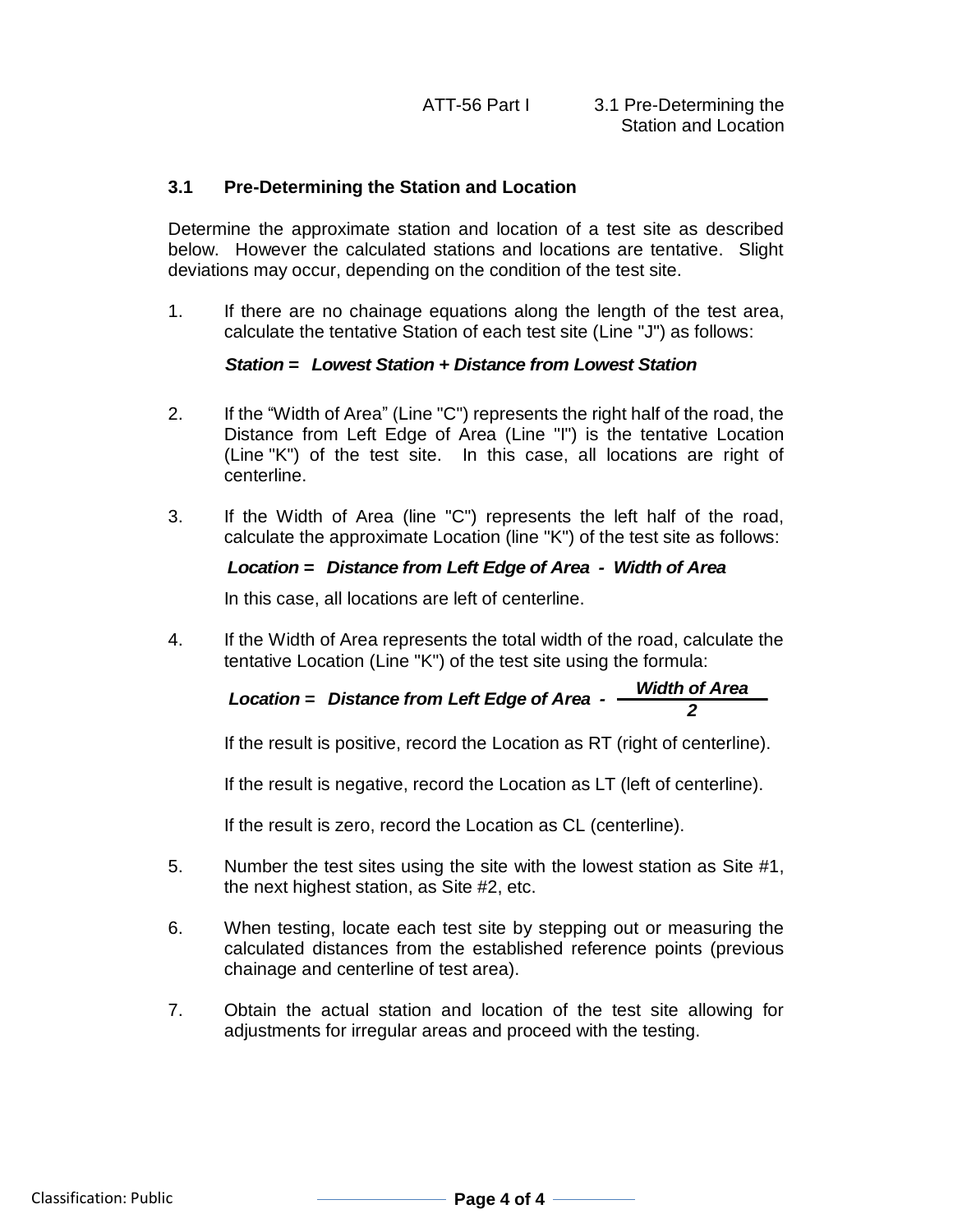### 3.1 Pre-Determining the Station and Location

Determine the approximate station and location of a test site as described below. However the calculated stations and locations are tentative. Slight deviations may occur, depending on the condition of the test site.

1. If there are no chainage equations along the length of the test area, calculate the tentative Station of each test site (Line "J") as follows:

   ***Station = Lowest Station + Distance from Lowest Station***

2. If the "Width of Area" (Line "C") represents the right half of the road, the Distance from Left Edge of Area (Line "I") is the tentative Location (Line "K") of the test site. In this case, all locations are right of centerline.

3. If the Width of Area (line "C") represents the left half of the road, calculate the approximate Location (line "K") of the test site as follows:

   ***Location = Distance from Left Edge of Area - Width of Area***

   In this case, all locations are left of centerline.

4. If the Width of Area represents the total width of the road, calculate the tentative Location (Line "K") of the test site using the formula:

   $$\textit{Location} = \textit{Distance from Left Edge of Area} - \frac{\textit{Width of Area}}{2}$$

   If the result is positive, record the Location as RT (right of centerline).

   If the result is negative, record the Location as LT (left of centerline).

   If the result is zero, record the Location as CL (centerline).

5. Number the test sites using the site with the lowest station as Site #1, the next highest station, as Site #2, etc.

6. When testing, locate each test site by stepping out or measuring the calculated distances from the established reference points (previous chainage and centerline of test area).

7. Obtain the actual station and location of the test site allowing for adjustments for irregular areas and proceed with the testing.